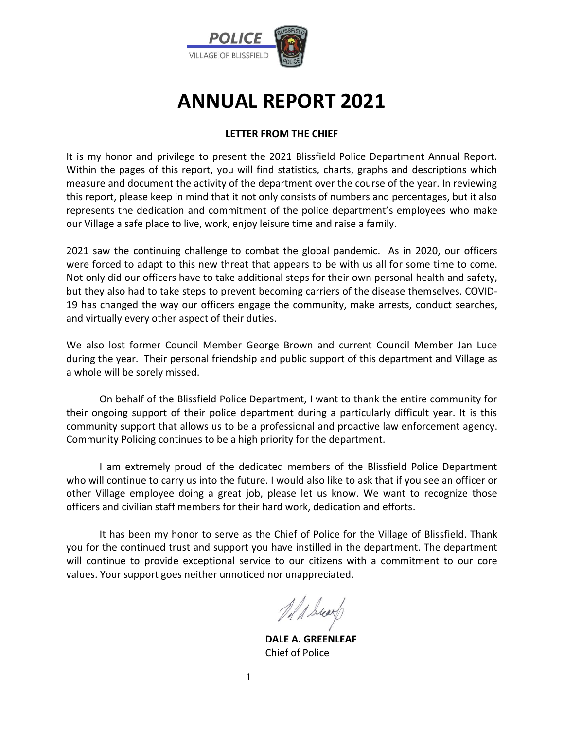POLICE
VILLAGE OF BLISSFIELD

# ANNUAL REPORT 2021

**LETTER FROM THE CHIEF**

It is my honor and privilege to present the 2021 Blissfield Police Department Annual Report. Within the pages of this report, you will find statistics, charts, graphs and descriptions which measure and document the activity of the department over the course of the year. In reviewing this report, please keep in mind that it not only consists of numbers and percentages, but it also represents the dedication and commitment of the police department's employees who make our Village a safe place to live, work, enjoy leisure time and raise a family.

2021 saw the continuing challenge to combat the global pandemic. As in 2020, our officers were forced to adapt to this new threat that appears to be with us all for some time to come. Not only did our officers have to take additional steps for their own personal health and safety, but they also had to take steps to prevent becoming carriers of the disease themselves. COVID-19 has changed the way our officers engage the community, make arrests, conduct searches, and virtually every other aspect of their duties.

We also lost former Council Member George Brown and current Council Member Jan Luce during the year. Their personal friendship and public support of this department and Village as a whole will be sorely missed.

On behalf of the Blissfield Police Department, I want to thank the entire community for their ongoing support of their police department during a particularly difficult year. It is this community support that allows us to be a professional and proactive law enforcement agency. Community Policing continues to be a high priority for the department.

I am extremely proud of the dedicated members of the Blissfield Police Department who will continue to carry us into the future. I would also like to ask that if you see an officer or other Village employee doing a great job, please let us know. We want to recognize those officers and civilian staff members for their hard work, dedication and efforts.

It has been my honor to serve as the Chief of Police for the Village of Blissfield. Thank you for the continued trust and support you have instilled in the department. The department will continue to provide exceptional service to our citizens with a commitment to our core values. Your support goes neither unnoticed nor unappreciated.

**DALE A. GREENLEAF**
Chief of Police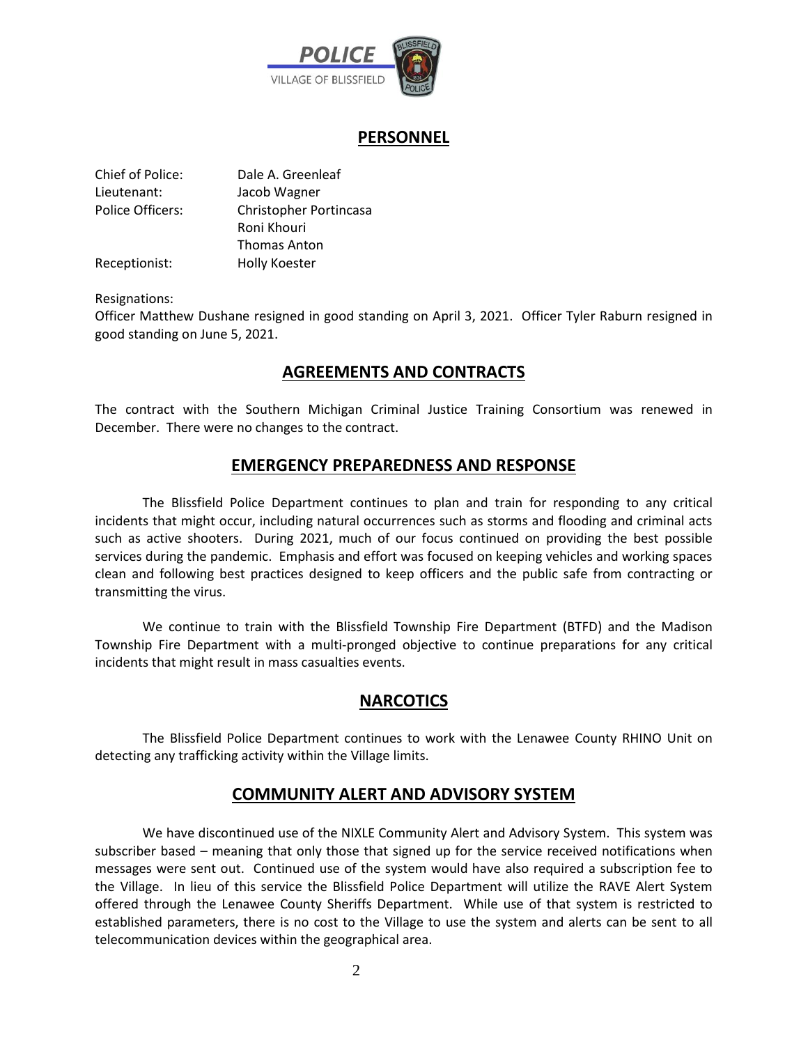## PERSONNEL

Chief of Police: Dale A. Greenleaf
Lieutenant: Jacob Wagner
Police Officers: Christopher Portincasa
Roni Khouri
Thomas Anton
Receptionist: Holly Koester

Resignations:
Officer Matthew Dushane resigned in good standing on April 3, 2021. Officer Tyler Raburn resigned in good standing on June 5, 2021.

## AGREEMENTS AND CONTRACTS

The contract with the Southern Michigan Criminal Justice Training Consortium was renewed in December. There were no changes to the contract.

## EMERGENCY PREPAREDNESS AND RESPONSE

The Blissfield Police Department continues to plan and train for responding to any critical incidents that might occur, including natural occurrences such as storms and flooding and criminal acts such as active shooters. During 2021, much of our focus continued on providing the best possible services during the pandemic. Emphasis and effort was focused on keeping vehicles and working spaces clean and following best practices designed to keep officers and the public safe from contracting or transmitting the virus.

We continue to train with the Blissfield Township Fire Department (BTFD) and the Madison Township Fire Department with a multi-pronged objective to continue preparations for any critical incidents that might result in mass casualties events.

## NARCOTICS

The Blissfield Police Department continues to work with the Lenawee County RHINO Unit on detecting any trafficking activity within the Village limits.

## COMMUNITY ALERT AND ADVISORY SYSTEM

We have discontinued use of the NIXLE Community Alert and Advisory System. This system was subscriber based – meaning that only those that signed up for the service received notifications when messages were sent out. Continued use of the system would have also required a subscription fee to the Village. In lieu of this service the Blissfield Police Department will utilize the RAVE Alert System offered through the Lenawee County Sheriffs Department. While use of that system is restricted to established parameters, there is no cost to the Village to use the system and alerts can be sent to all telecommunication devices within the geographical area.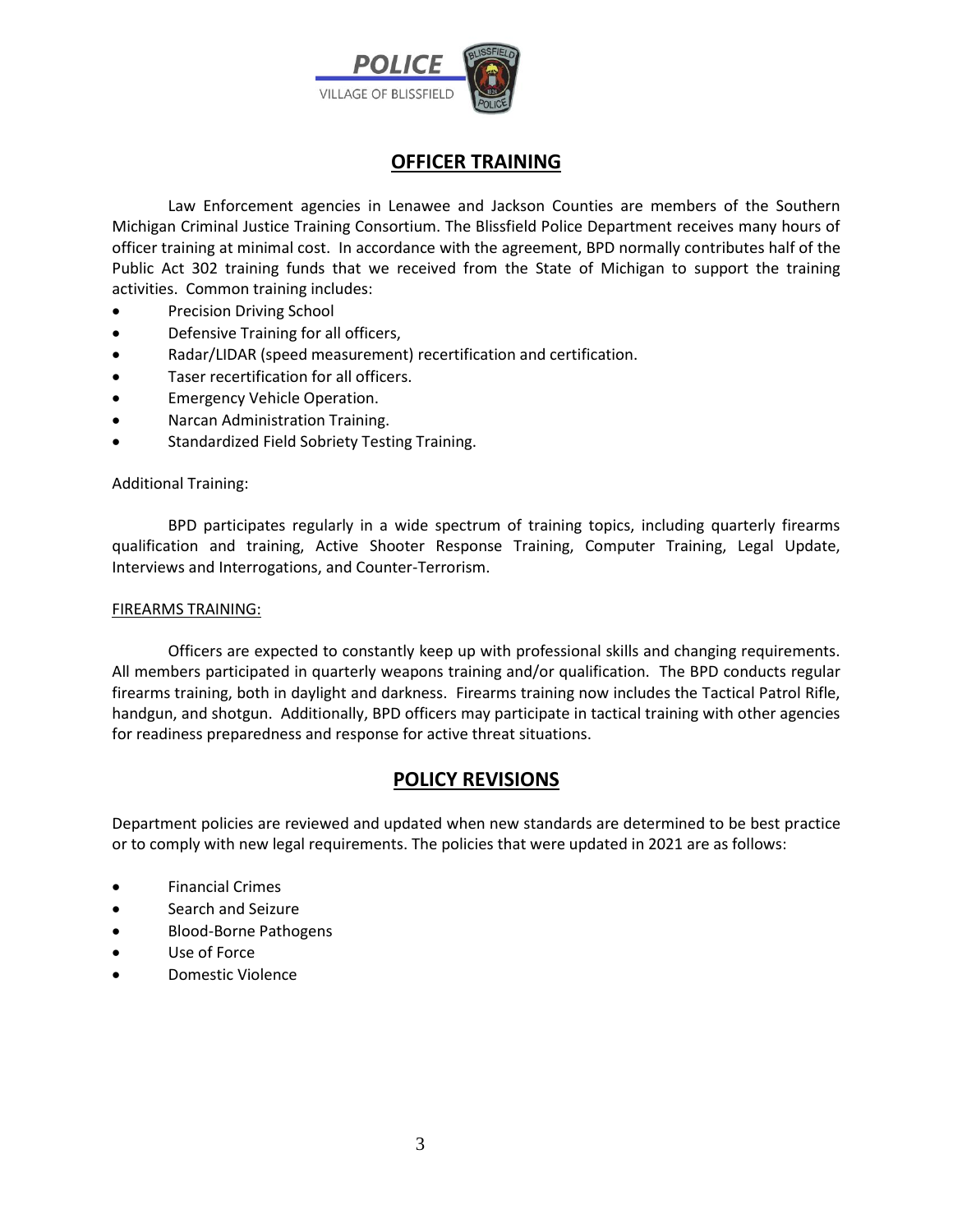## OFFICER TRAINING

Law Enforcement agencies in Lenawee and Jackson Counties are members of the Southern Michigan Criminal Justice Training Consortium. The Blissfield Police Department receives many hours of officer training at minimal cost. In accordance with the agreement, BPD normally contributes half of the Public Act 302 training funds that we received from the State of Michigan to support the training activities. Common training includes:

- Precision Driving School
- Defensive Training for all officers,
- Radar/LIDAR (speed measurement) recertification and certification.
- Taser recertification for all officers.
- Emergency Vehicle Operation.
- Narcan Administration Training.
- Standardized Field Sobriety Testing Training.

Additional Training:

BPD participates regularly in a wide spectrum of training topics, including quarterly firearms qualification and training, Active Shooter Response Training, Computer Training, Legal Update, Interviews and Interrogations, and Counter-Terrorism.

FIREARMS TRAINING:

Officers are expected to constantly keep up with professional skills and changing requirements. All members participated in quarterly weapons training and/or qualification. The BPD conducts regular firearms training, both in daylight and darkness. Firearms training now includes the Tactical Patrol Rifle, handgun, and shotgun. Additionally, BPD officers may participate in tactical training with other agencies for readiness preparedness and response for active threat situations.

## POLICY REVISIONS

Department policies are reviewed and updated when new standards are determined to be best practice or to comply with new legal requirements. The policies that were updated in 2021 are as follows:

- Financial Crimes
- Search and Seizure
- Blood-Borne Pathogens
- Use of Force
- Domestic Violence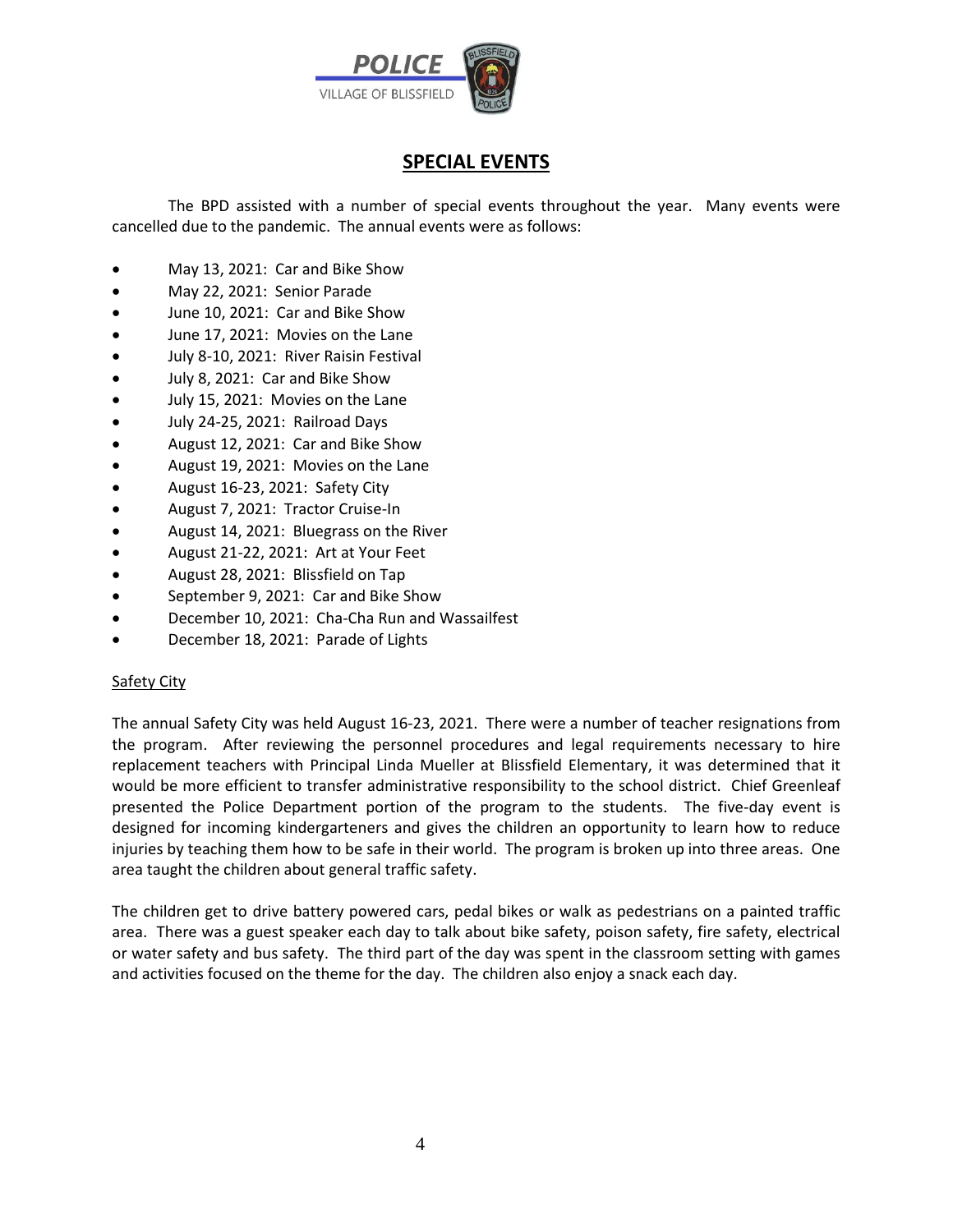## SPECIAL EVENTS

The BPD assisted with a number of special events throughout the year. Many events were cancelled due to the pandemic. The annual events were as follows:

- May 13, 2021: Car and Bike Show
- May 22, 2021: Senior Parade
- June 10, 2021: Car and Bike Show
- June 17, 2021: Movies on the Lane
- July 8-10, 2021: River Raisin Festival
- July 8, 2021: Car and Bike Show
- July 15, 2021: Movies on the Lane
- July 24-25, 2021: Railroad Days
- August 12, 2021: Car and Bike Show
- August 19, 2021: Movies on the Lane
- August 16-23, 2021: Safety City
- August 7, 2021: Tractor Cruise-In
- August 14, 2021: Bluegrass on the River
- August 21-22, 2021: Art at Your Feet
- August 28, 2021: Blissfield on Tap
- September 9, 2021: Car and Bike Show
- December 10, 2021: Cha-Cha Run and Wassailfest
- December 18, 2021: Parade of Lights

### Safety City

The annual Safety City was held August 16-23, 2021. There were a number of teacher resignations from the program. After reviewing the personnel procedures and legal requirements necessary to hire replacement teachers with Principal Linda Mueller at Blissfield Elementary, it was determined that it would be more efficient to transfer administrative responsibility to the school district. Chief Greenleaf presented the Police Department portion of the program to the students. The five-day event is designed for incoming kindergarteners and gives the children an opportunity to learn how to reduce injuries by teaching them how to be safe in their world. The program is broken up into three areas. One area taught the children about general traffic safety.

The children get to drive battery powered cars, pedal bikes or walk as pedestrians on a painted traffic area. There was a guest speaker each day to talk about bike safety, poison safety, fire safety, electrical or water safety and bus safety. The third part of the day was spent in the classroom setting with games and activities focused on the theme for the day. The children also enjoy a snack each day.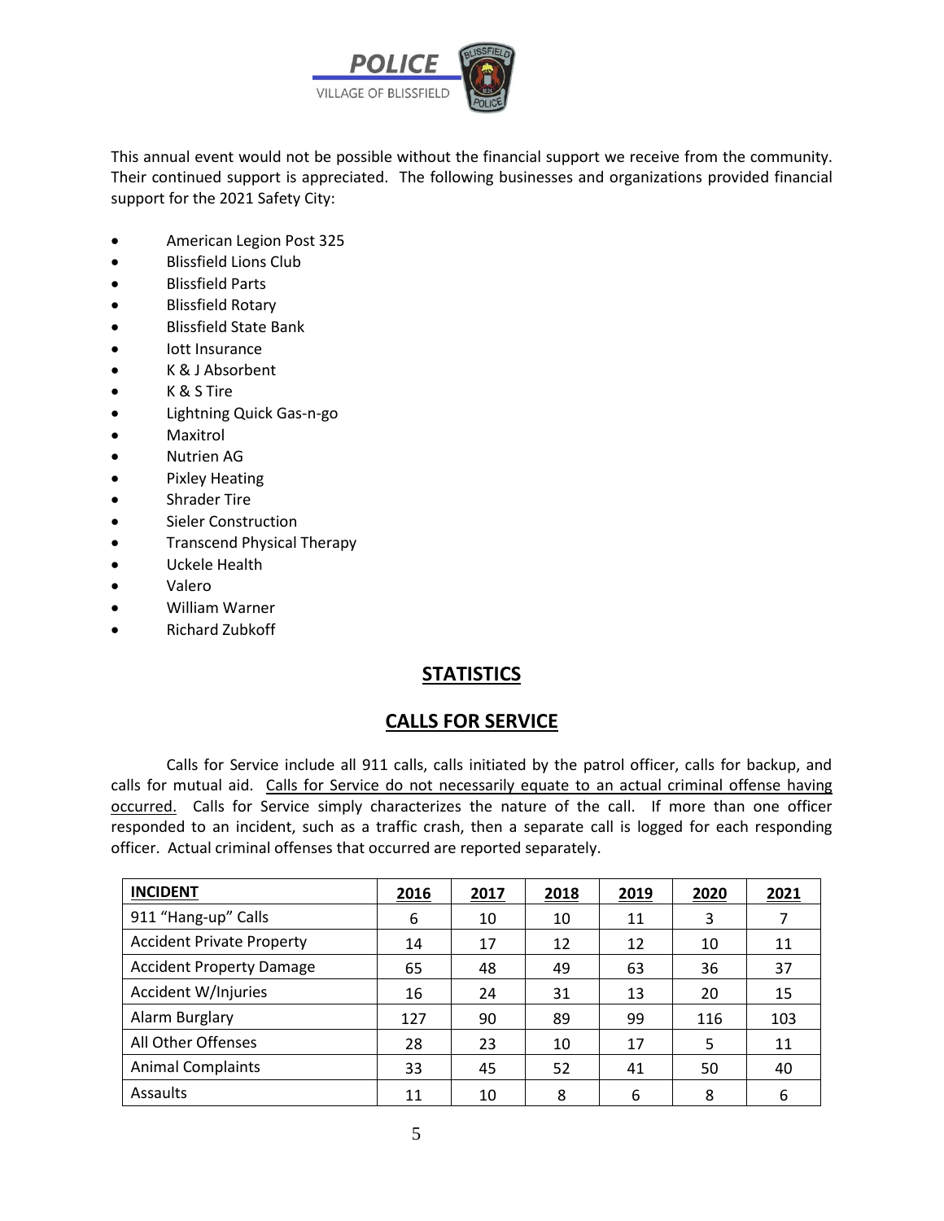This annual event would not be possible without the financial support we receive from the community. Their continued support is appreciated. The following businesses and organizations provided financial support for the 2021 Safety City:

- American Legion Post 325
- Blissfield Lions Club
- Blissfield Parts
- Blissfield Rotary
- Blissfield State Bank
- Iott Insurance
- K & J Absorbent
- K & S Tire
- Lightning Quick Gas-n-go
- Maxitrol
- Nutrien AG
- Pixley Heating
- Shrader Tire
- Sieler Construction
- Transcend Physical Therapy
- Uckele Health
- Valero
- William Warner
- Richard Zubkoff

## STATISTICS

## CALLS FOR SERVICE

Calls for Service include all 911 calls, calls initiated by the patrol officer, calls for backup, and calls for mutual aid. Calls for Service do not necessarily equate to an actual criminal offense having occurred. Calls for Service simply characterizes the nature of the call. If more than one officer responded to an incident, such as a traffic crash, then a separate call is logged for each responding officer. Actual criminal offenses that occurred are reported separately.

| INCIDENT | 2016 | 2017 | 2018 | 2019 | 2020 | 2021 |
|---|---|---|---|---|---|---|
| 911 "Hang-up" Calls | 6 | 10 | 10 | 11 | 3 | 7 |
| Accident Private Property | 14 | 17 | 12 | 12 | 10 | 11 |
| Accident Property Damage | 65 | 48 | 49 | 63 | 36 | 37 |
| Accident W/Injuries | 16 | 24 | 31 | 13 | 20 | 15 |
| Alarm Burglary | 127 | 90 | 89 | 99 | 116 | 103 |
| All Other Offenses | 28 | 23 | 10 | 17 | 5 | 11 |
| Animal Complaints | 33 | 45 | 52 | 41 | 50 | 40 |
| Assaults | 11 | 10 | 8 | 6 | 8 | 6 |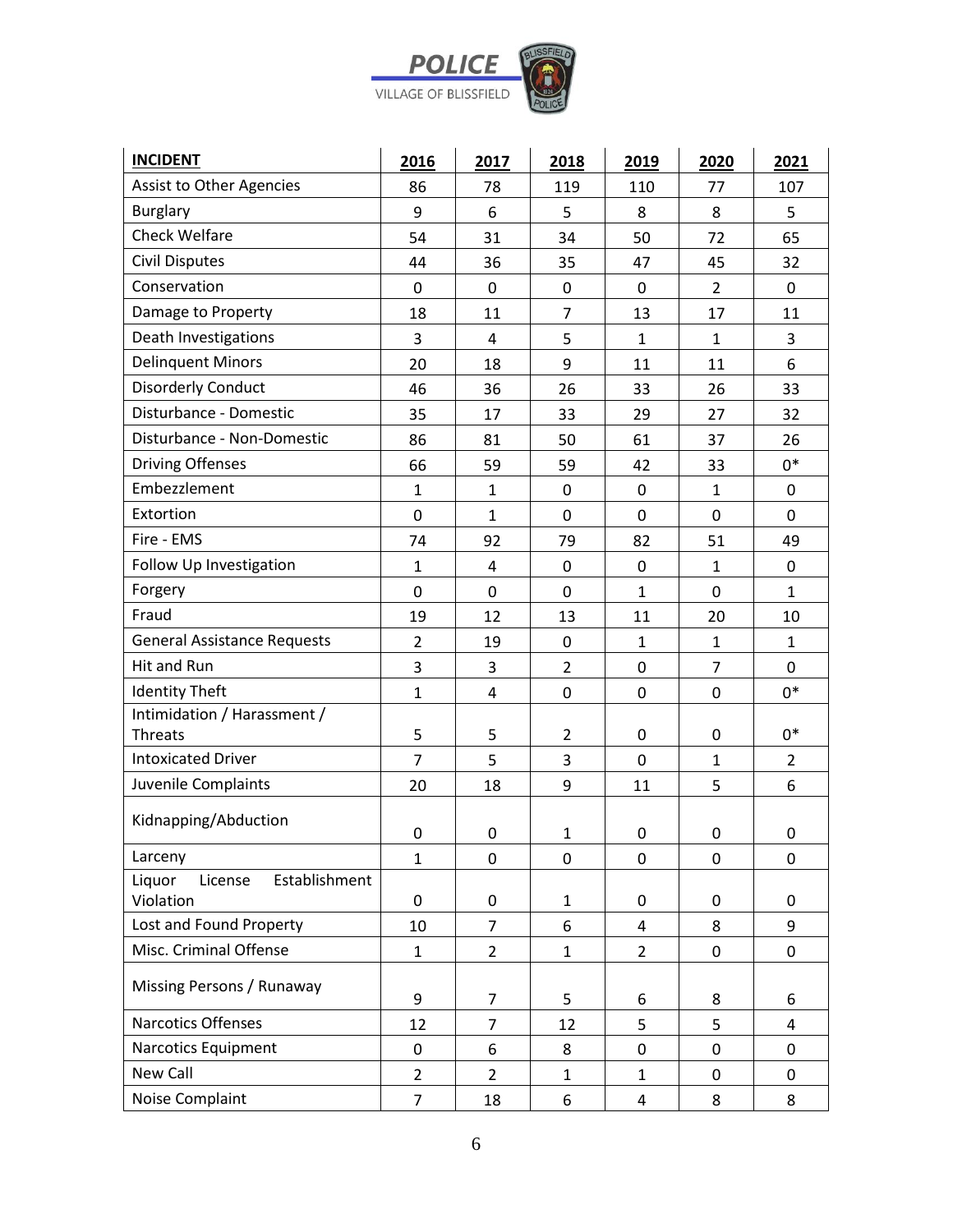| INCIDENT | 2016 | 2017 | 2018 | 2019 | 2020 | 2021 |
|---|---|---|---|---|---|---|
| Assist to Other Agencies | 86 | 78 | 119 | 110 | 77 | 107 |
| Burglary | 9 | 6 | 5 | 8 | 8 | 5 |
| Check Welfare | 54 | 31 | 34 | 50 | 72 | 65 |
| Civil Disputes | 44 | 36 | 35 | 47 | 45 | 32 |
| Conservation | 0 | 0 | 0 | 0 | 2 | 0 |
| Damage to Property | 18 | 11 | 7 | 13 | 17 | 11 |
| Death Investigations | 3 | 4 | 5 | 1 | 1 | 3 |
| Delinquent Minors | 20 | 18 | 9 | 11 | 11 | 6 |
| Disorderly Conduct | 46 | 36 | 26 | 33 | 26 | 33 |
| Disturbance - Domestic | 35 | 17 | 33 | 29 | 27 | 32 |
| Disturbance - Non-Domestic | 86 | 81 | 50 | 61 | 37 | 26 |
| Driving Offenses | 66 | 59 | 59 | 42 | 33 | 0* |
| Embezzlement | 1 | 1 | 0 | 0 | 1 | 0 |
| Extortion | 0 | 1 | 0 | 0 | 0 | 0 |
| Fire - EMS | 74 | 92 | 79 | 82 | 51 | 49 |
| Follow Up Investigation | 1 | 4 | 0 | 0 | 1 | 0 |
| Forgery | 0 | 0 | 0 | 1 | 0 | 1 |
| Fraud | 19 | 12 | 13 | 11 | 20 | 10 |
| General Assistance Requests | 2 | 19 | 0 | 1 | 1 | 1 |
| Hit and Run | 3 | 3 | 2 | 0 | 7 | 0 |
| Identity Theft | 1 | 4 | 0 | 0 | 0 | 0* |
| Intimidation / Harassment / Threats | 5 | 5 | 2 | 0 | 0 | 0* |
| Intoxicated Driver | 7 | 5 | 3 | 0 | 1 | 2 |
| Juvenile Complaints | 20 | 18 | 9 | 11 | 5 | 6 |
| Kidnapping/Abduction | 0 | 0 | 1 | 0 | 0 | 0 |
| Larceny | 1 | 0 | 0 | 0 | 0 | 0 |
| Liquor License Establishment Violation | 0 | 0 | 1 | 0 | 0 | 0 |
| Lost and Found Property | 10 | 7 | 6 | 4 | 8 | 9 |
| Misc. Criminal Offense | 1 | 2 | 1 | 2 | 0 | 0 |
| Missing Persons / Runaway | 9 | 7 | 5 | 6 | 8 | 6 |
| Narcotics Offenses | 12 | 7 | 12 | 5 | 5 | 4 |
| Narcotics Equipment | 0 | 6 | 8 | 0 | 0 | 0 |
| New Call | 2 | 2 | 1 | 1 | 0 | 0 |
| Noise Complaint | 7 | 18 | 6 | 4 | 8 | 8 |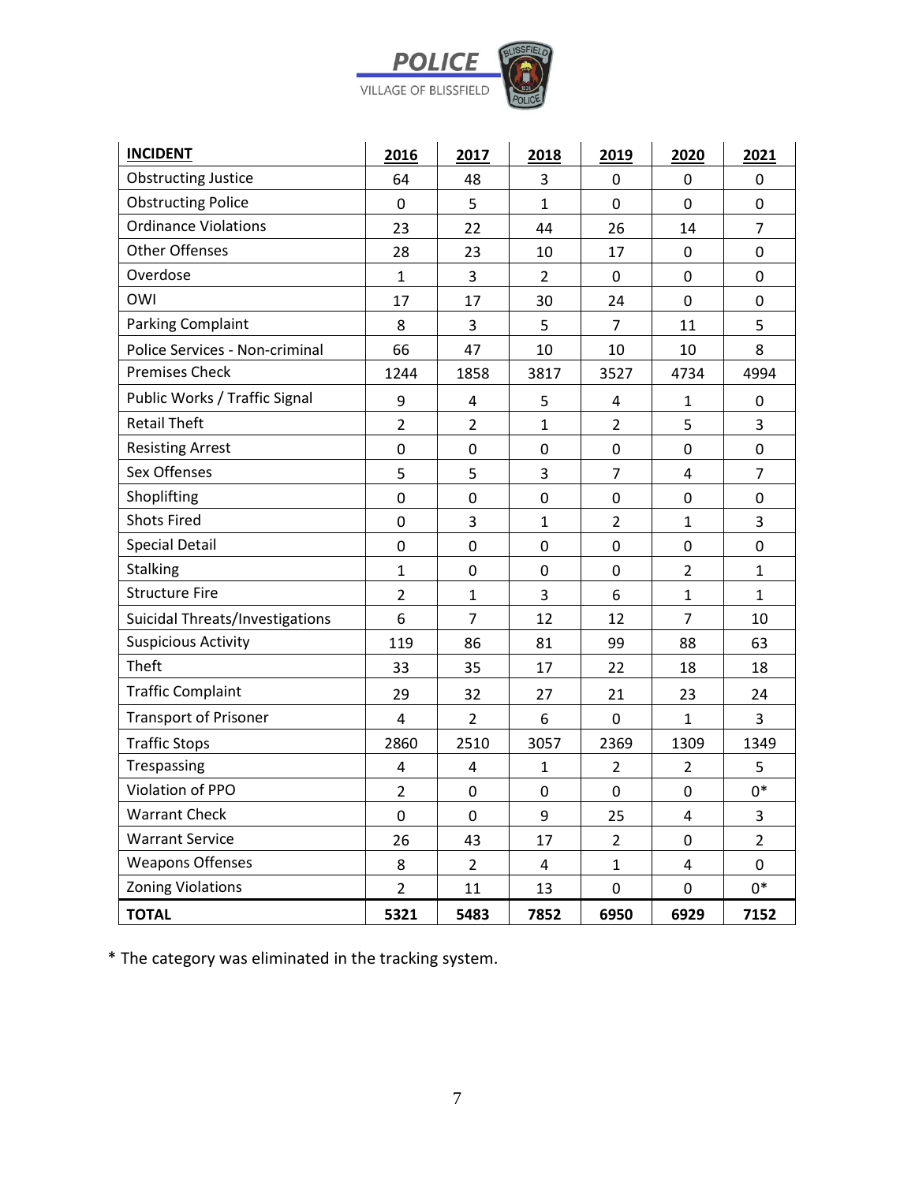**POLICE**
VILLAGE OF BLISSFIELD

| INCIDENT | 2016 | 2017 | 2018 | 2019 | 2020 | 2021 |
|---|---|---|---|---|---|---|
| Obstructing Justice | 64 | 48 | 3 | 0 | 0 | 0 |
| Obstructing Police | 0 | 5 | 1 | 0 | 0 | 0 |
| Ordinance Violations | 23 | 22 | 44 | 26 | 14 | 7 |
| Other Offenses | 28 | 23 | 10 | 17 | 0 | 0 |
| Overdose | 1 | 3 | 2 | 0 | 0 | 0 |
| OWI | 17 | 17 | 30 | 24 | 0 | 0 |
| Parking Complaint | 8 | 3 | 5 | 7 | 11 | 5 |
| Police Services - Non-criminal | 66 | 47 | 10 | 10 | 10 | 8 |
| Premises Check | 1244 | 1858 | 3817 | 3527 | 4734 | 4994 |
| Public Works / Traffic Signal | 9 | 4 | 5 | 4 | 1 | 0 |
| Retail Theft | 2 | 2 | 1 | 2 | 5 | 3 |
| Resisting Arrest | 0 | 0 | 0 | 0 | 0 | 0 |
| Sex Offenses | 5 | 5 | 3 | 7 | 4 | 7 |
| Shoplifting | 0 | 0 | 0 | 0 | 0 | 0 |
| Shots Fired | 0 | 3 | 1 | 2 | 1 | 3 |
| Special Detail | 0 | 0 | 0 | 0 | 0 | 0 |
| Stalking | 1 | 0 | 0 | 0 | 2 | 1 |
| Structure Fire | 2 | 1 | 3 | 6 | 1 | 1 |
| Suicidal Threats/Investigations | 6 | 7 | 12 | 12 | 7 | 10 |
| Suspicious Activity | 119 | 86 | 81 | 99 | 88 | 63 |
| Theft | 33 | 35 | 17 | 22 | 18 | 18 |
| Traffic Complaint | 29 | 32 | 27 | 21 | 23 | 24 |
| Transport of Prisoner | 4 | 2 | 6 | 0 | 1 | 3 |
| Traffic Stops | 2860 | 2510 | 3057 | 2369 | 1309 | 1349 |
| Trespassing | 4 | 4 | 1 | 2 | 2 | 5 |
| Violation of PPO | 2 | 0 | 0 | 0 | 0 | 0* |
| Warrant Check | 0 | 0 | 9 | 25 | 4 | 3 |
| Warrant Service | 26 | 43 | 17 | 2 | 0 | 2 |
| Weapons Offenses | 8 | 2 | 4 | 1 | 4 | 0 |
| Zoning Violations | 2 | 11 | 13 | 0 | 0 | 0* |
| **TOTAL** | **5321** | **5483** | **7852** | **6950** | **6929** | **7152** |

* The category was eliminated in the tracking system.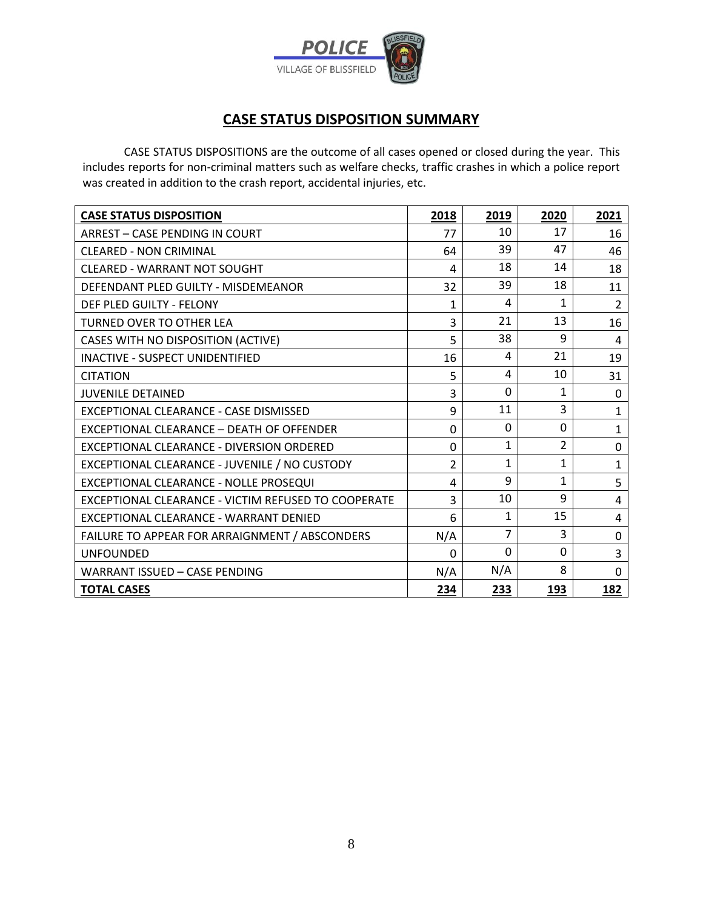## CASE STATUS DISPOSITION SUMMARY

CASE STATUS DISPOSITIONS are the outcome of all cases opened or closed during the year. This includes reports for non-criminal matters such as welfare checks, traffic crashes in which a police report was created in addition to the crash report, accidental injuries, etc.

| CASE STATUS DISPOSITION | 2018 | 2019 | 2020 | 2021 |
|---|---|---|---|---|
| ARREST – CASE PENDING IN COURT | 77 | 10 | 17 | 16 |
| CLEARED - NON CRIMINAL | 64 | 39 | 47 | 46 |
| CLEARED - WARRANT NOT SOUGHT | 4 | 18 | 14 | 18 |
| DEFENDANT PLED GUILTY - MISDEMEANOR | 32 | 39 | 18 | 11 |
| DEF PLED GUILTY - FELONY | 1 | 4 | 1 | 2 |
| TURNED OVER TO OTHER LEA | 3 | 21 | 13 | 16 |
| CASES WITH NO DISPOSITION (ACTIVE) | 5 | 38 | 9 | 4 |
| INACTIVE - SUSPECT UNIDENTIFIED | 16 | 4 | 21 | 19 |
| CITATION | 5 | 4 | 10 | 31 |
| JUVENILE DETAINED | 3 | 0 | 1 | 0 |
| EXCEPTIONAL CLEARANCE - CASE DISMISSED | 9 | 11 | 3 | 1 |
| EXCEPTIONAL CLEARANCE – DEATH OF OFFENDER | 0 | 0 | 0 | 1 |
| EXCEPTIONAL CLEARANCE - DIVERSION ORDERED | 0 | 1 | 2 | 0 |
| EXCEPTIONAL CLEARANCE - JUVENILE / NO CUSTODY | 2 | 1 | 1 | 1 |
| EXCEPTIONAL CLEARANCE - NOLLE PROSEQUI | 4 | 9 | 1 | 5 |
| EXCEPTIONAL CLEARANCE - VICTIM REFUSED TO COOPERATE | 3 | 10 | 9 | 4 |
| EXCEPTIONAL CLEARANCE - WARRANT DENIED | 6 | 1 | 15 | 4 |
| FAILURE TO APPEAR FOR ARRAIGNMENT / ABSCONDERS | N/A | 7 | 3 | 0 |
| UNFOUNDED | 0 | 0 | 0 | 3 |
| WARRANT ISSUED – CASE PENDING | N/A | N/A | 8 | 0 |
| **TOTAL CASES** | **234** | **233** | **193** | **182** |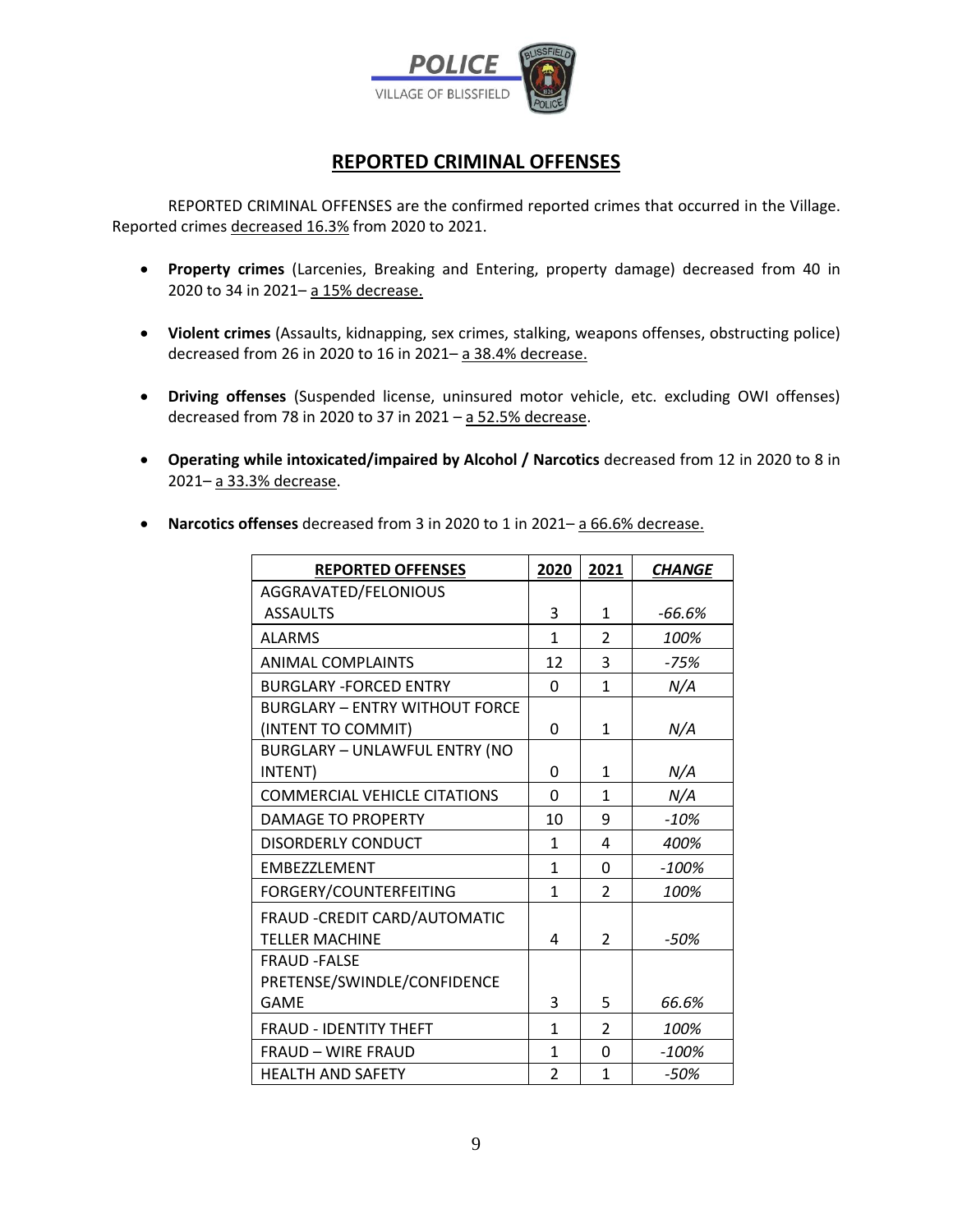## REPORTED CRIMINAL OFFENSES

REPORTED CRIMINAL OFFENSES are the confirmed reported crimes that occurred in the Village. Reported crimes decreased 16.3% from 2020 to 2021.

- **Property crimes** (Larcenies, Breaking and Entering, property damage) decreased from 40 in 2020 to 34 in 2021– a 15% decrease.
- **Violent crimes** (Assaults, kidnapping, sex crimes, stalking, weapons offenses, obstructing police) decreased from 26 in 2020 to 16 in 2021– a 38.4% decrease.
- **Driving offenses** (Suspended license, uninsured motor vehicle, etc. excluding OWI offenses) decreased from 78 in 2020 to 37 in 2021 – a 52.5% decrease.
- **Operating while intoxicated/impaired by Alcohol / Narcotics** decreased from 12 in 2020 to 8 in 2021– a 33.3% decrease.
- **Narcotics offenses** decreased from 3 in 2020 to 1 in 2021– a 66.6% decrease.

| REPORTED OFFENSES | 2020 | 2021 | CHANGE |
|---|---|---|---|
| AGGRAVATED/FELONIOUS ASSAULTS | 3 | 1 | -66.6% |
| ALARMS | 1 | 2 | 100% |
| ANIMAL COMPLAINTS | 12 | 3 | -75% |
| BURGLARY -FORCED ENTRY | 0 | 1 | N/A |
| BURGLARY – ENTRY WITHOUT FORCE (INTENT TO COMMIT) | 0 | 1 | N/A |
| BURGLARY – UNLAWFUL ENTRY (NO INTENT) | 0 | 1 | N/A |
| COMMERCIAL VEHICLE CITATIONS | 0 | 1 | N/A |
| DAMAGE TO PROPERTY | 10 | 9 | -10% |
| DISORDERLY CONDUCT | 1 | 4 | 400% |
| EMBEZZLEMENT | 1 | 0 | -100% |
| FORGERY/COUNTERFEITING | 1 | 2 | 100% |
| FRAUD -CREDIT CARD/AUTOMATIC TELLER MACHINE | 4 | 2 | -50% |
| FRAUD -FALSE PRETENSE/SWINDLE/CONFIDENCE GAME | 3 | 5 | 66.6% |
| FRAUD - IDENTITY THEFT | 1 | 2 | 100% |
| FRAUD – WIRE FRAUD | 1 | 0 | -100% |
| HEALTH AND SAFETY | 2 | 1 | -50% |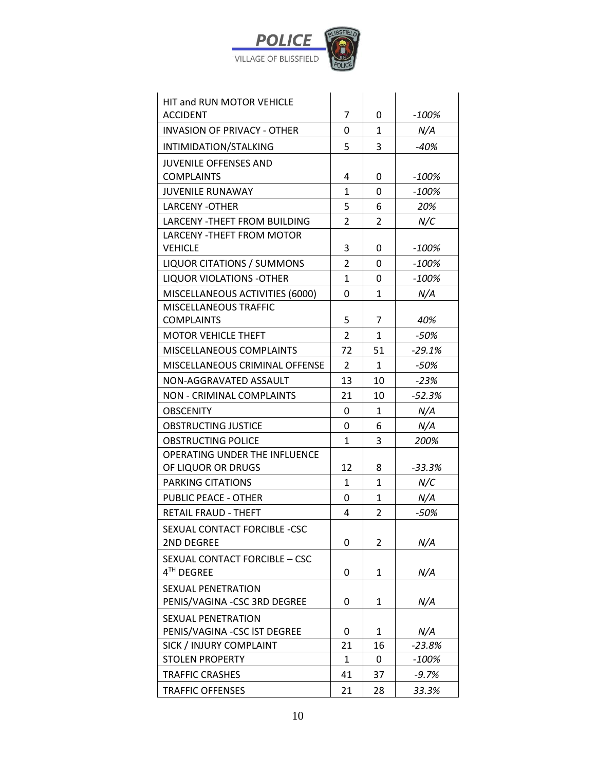**POLICE**
VILLAGE OF BLISSFIELD

| | | | |
|---|---|---|---|
| HIT and RUN MOTOR VEHICLE ACCIDENT | 7 | 0 | *-100%* |
| INVASION OF PRIVACY - OTHER | 0 | 1 | *N/A* |
| INTIMIDATION/STALKING | 5 | 3 | *-40%* |
| JUVENILE OFFENSES AND COMPLAINTS | 4 | 0 | *-100%* |
| JUVENILE RUNAWAY | 1 | 0 | *-100%* |
| LARCENY -OTHER | 5 | 6 | *20%* |
| LARCENY -THEFT FROM BUILDING | 2 | 2 | *N/C* |
| LARCENY -THEFT FROM MOTOR VEHICLE | 3 | 0 | *-100%* |
| LIQUOR CITATIONS / SUMMONS | 2 | 0 | *-100%* |
| LIQUOR VIOLATIONS -OTHER | 1 | 0 | *-100%* |
| MISCELLANEOUS ACTIVITIES (6000) | 0 | 1 | *N/A* |
| MISCELLANEOUS TRAFFIC COMPLAINTS | 5 | 7 | *40%* |
| MOTOR VEHICLE THEFT | 2 | 1 | *-50%* |
| MISCELLANEOUS COMPLAINTS | 72 | 51 | *-29.1%* |
| MISCELLANEOUS CRIMINAL OFFENSE | 2 | 1 | *-50%* |
| NON-AGGRAVATED ASSAULT | 13 | 10 | *-23%* |
| NON - CRIMINAL COMPLAINTS | 21 | 10 | *-52.3%* |
| OBSCENITY | 0 | 1 | *N/A* |
| OBSTRUCTING JUSTICE | 0 | 6 | *N/A* |
| OBSTRUCTING POLICE | 1 | 3 | *200%* |
| OPERATING UNDER THE INFLUENCE OF LIQUOR OR DRUGS | 12 | 8 | *-33.3%* |
| PARKING CITATIONS | 1 | 1 | *N/C* |
| PUBLIC PEACE - OTHER | 0 | 1 | *N/A* |
| RETAIL FRAUD - THEFT | 4 | 2 | *-50%* |
| SEXUAL CONTACT FORCIBLE -CSC 2ND DEGREE | 0 | 2 | *N/A* |
| SEXUAL CONTACT FORCIBLE – CSC 4TH DEGREE | 0 | 1 | *N/A* |
| SEXUAL PENETRATION PENIS/VAGINA -CSC 3RD DEGREE | 0 | 1 | *N/A* |
| SEXUAL PENETRATION PENIS/VAGINA -CSC IST DEGREE | 0 | 1 | *N/A* |
| SICK / INJURY COMPLAINT | 21 | 16 | *-23.8%* |
| STOLEN PROPERTY | 1 | 0 | *-100%* |
| TRAFFIC CRASHES | 41 | 37 | *-9.7%* |
| TRAFFIC OFFENSES | 21 | 28 | *33.3%* |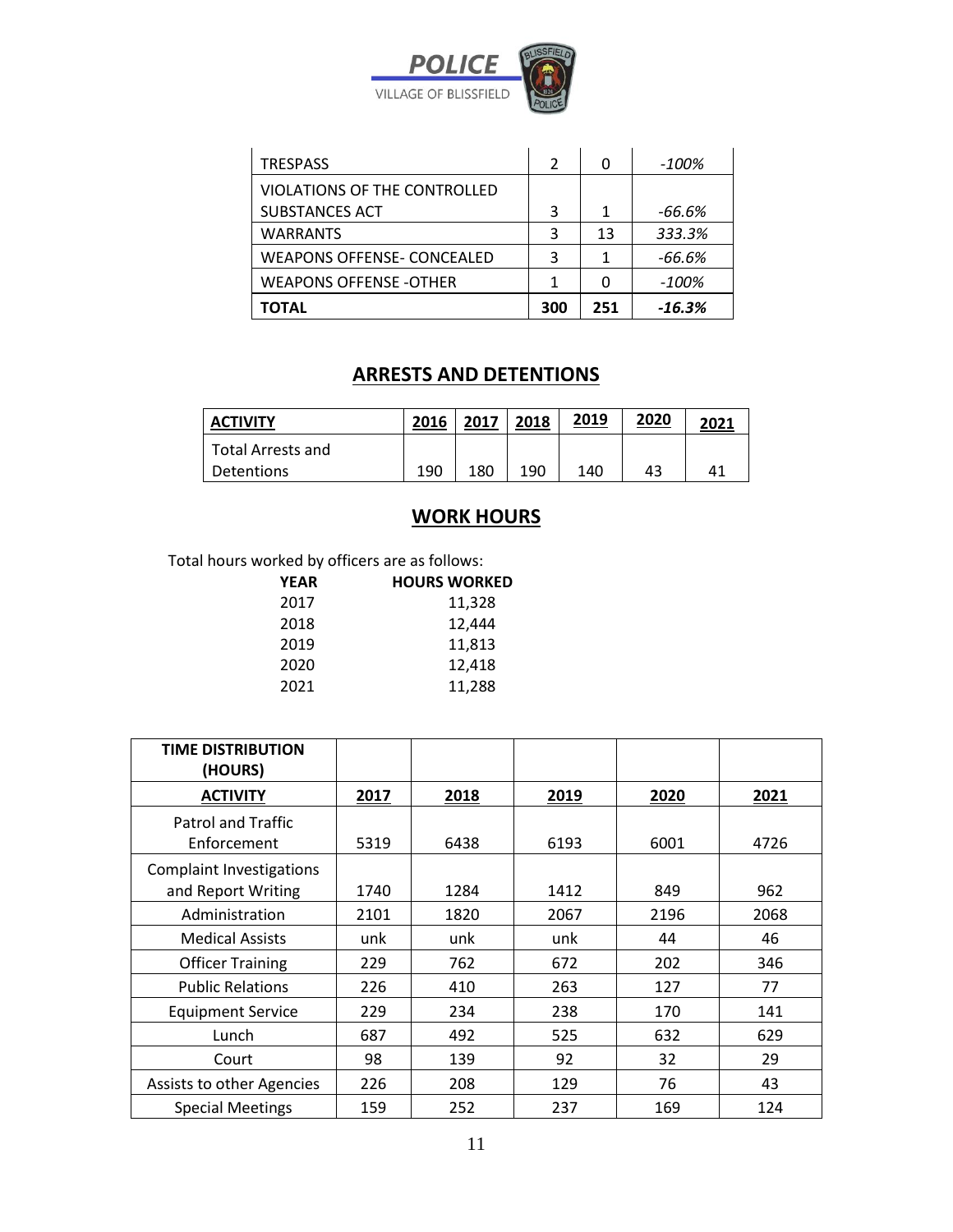| | | | |
|---|---|---|---|
| TRESPASS | 2 | 0 | *-100%* |
| VIOLATIONS OF THE CONTROLLED SUBSTANCES ACT | 3 | 1 | *-66.6%* |
| WARRANTS | 3 | 13 | *333.3%* |
| WEAPONS OFFENSE- CONCEALED | 3 | 1 | *-66.6%* |
| WEAPONS OFFENSE -OTHER | 1 | 0 | *-100%* |
| **TOTAL** | **300** | **251** | ***-16.3%*** |

## ARRESTS AND DETENTIONS

| ACTIVITY | 2016 | 2017 | 2018 | 2019 | 2020 | 2021 |
|---|---|---|---|---|---|---|
| Total Arrests and Detentions | 190 | 180 | 190 | 140 | 43 | 41 |

## WORK HOURS

Total hours worked by officers are as follows:

| YEAR | HOURS WORKED |
|---|---|
| 2017 | 11,328 |
| 2018 | 12,444 |
| 2019 | 11,813 |
| 2020 | 12,418 |
| 2021 | 11,288 |

| TIME DISTRIBUTION (HOURS) | | | | | |
|---|---|---|---|---|---|
| **ACTIVITY** | **2017** | **2018** | **2019** | **2020** | **2021** |
| Patrol and Traffic Enforcement | 5319 | 6438 | 6193 | 6001 | 4726 |
| Complaint Investigations and Report Writing | 1740 | 1284 | 1412 | 849 | 962 |
| Administration | 2101 | 1820 | 2067 | 2196 | 2068 |
| Medical Assists | unk | unk | unk | 44 | 46 |
| Officer Training | 229 | 762 | 672 | 202 | 346 |
| Public Relations | 226 | 410 | 263 | 127 | 77 |
| Equipment Service | 229 | 234 | 238 | 170 | 141 |
| Lunch | 687 | 492 | 525 | 632 | 629 |
| Court | 98 | 139 | 92 | 32 | 29 |
| Assists to other Agencies | 226 | 208 | 129 | 76 | 43 |
| Special Meetings | 159 | 252 | 237 | 169 | 124 |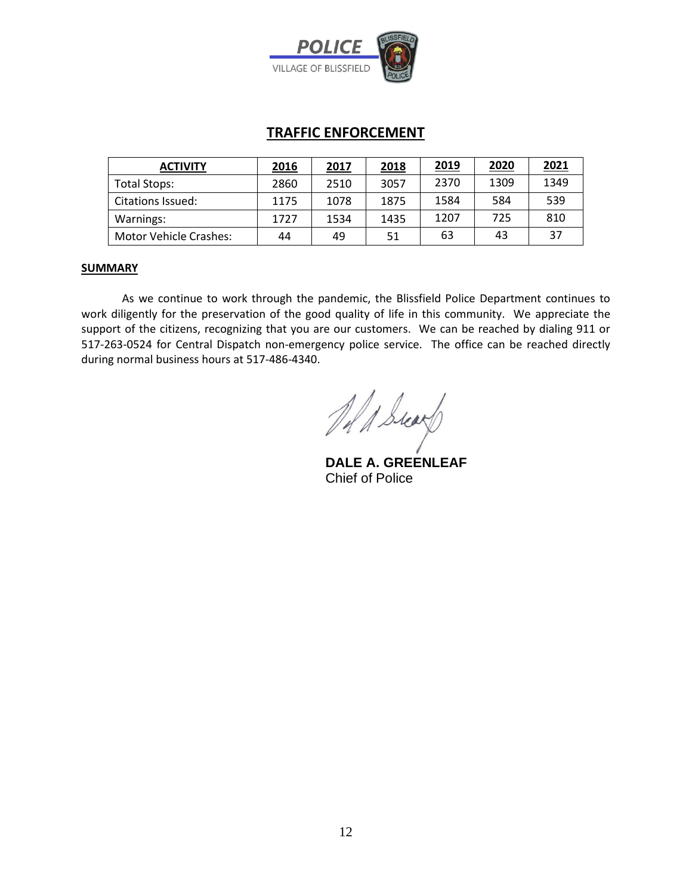POLICE
VILLAGE OF BLISSFIELD

## TRAFFIC ENFORCEMENT

| ACTIVITY | 2016 | 2017 | 2018 | 2019 | 2020 | 2021 |
|---|---|---|---|---|---|---|
| Total Stops: | 2860 | 2510 | 3057 | 2370 | 1309 | 1349 |
| Citations Issued: | 1175 | 1078 | 1875 | 1584 | 584 | 539 |
| Warnings: | 1727 | 1534 | 1435 | 1207 | 725 | 810 |
| Motor Vehicle Crashes: | 44 | 49 | 51 | 63 | 43 | 37 |

**SUMMARY**

As we continue to work through the pandemic, the Blissfield Police Department continues to work diligently for the preservation of the good quality of life in this community. We appreciate the support of the citizens, recognizing that you are our customers. We can be reached by dialing 911 or 517-263-0524 for Central Dispatch non-emergency police service. The office can be reached directly during normal business hours at 517-486-4340.

**DALE A. GREENLEAF**
Chief of Police